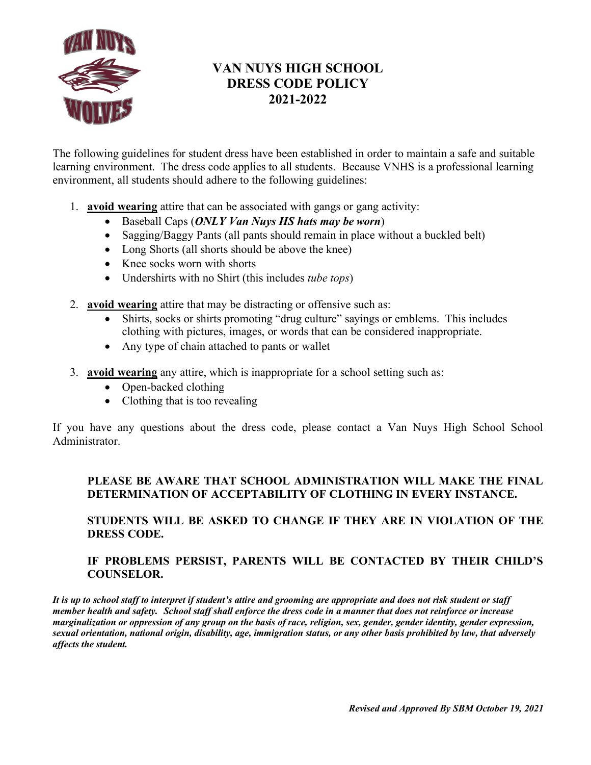# VAN NUYS HIGH SCHOOL DRESS CODE POLICY 2021-2022

The following guidelines for student dress have been established in order to maintain a safe and suitable learning environment. The dress code applies to all students. Because VNHS is a professional learning environment, all students should adhere to the following guidelines:

1. **avoid wearing** attire that can be associated with gangs or gang activity:
   - Baseball Caps (***ONLY Van Nuys HS hats may be worn***)
   - Sagging/Baggy Pants (all pants should remain in place without a buckled belt)
   - Long Shorts (all shorts should be above the knee)
   - Knee socks worn with shorts
   - Undershirts with no Shirt (this includes *tube tops*)

2. **avoid wearing** attire that may be distracting or offensive such as:
   - Shirts, socks or shirts promoting "drug culture" sayings or emblems. This includes clothing with pictures, images, or words that can be considered inappropriate.
   - Any type of chain attached to pants or wallet

3. **avoid wearing** any attire, which is inappropriate for a school setting such as:
   - Open-backed clothing
   - Clothing that is too revealing

If you have any questions about the dress code, please contact a Van Nuys High School School Administrator.

**PLEASE BE AWARE THAT SCHOOL ADMINISTRATION WILL MAKE THE FINAL DETERMINATION OF ACCEPTABILITY OF CLOTHING IN EVERY INSTANCE.**

**STUDENTS WILL BE ASKED TO CHANGE IF THEY ARE IN VIOLATION OF THE DRESS CODE.**

**IF PROBLEMS PERSIST, PARENTS WILL BE CONTACTED BY THEIR CHILD'S COUNSELOR.**

***It is up to school staff to interpret if student's attire and grooming are appropriate and does not risk student or staff member health and safety. School staff shall enforce the dress code in a manner that does not reinforce or increase marginalization or oppression of any group on the basis of race, religion, sex, gender, gender identity, gender expression, sexual orientation, national origin, disability, age, immigration status, or any other basis prohibited by law, that adversely affects the student.***

***Revised and Approved By SBM October 19, 2021***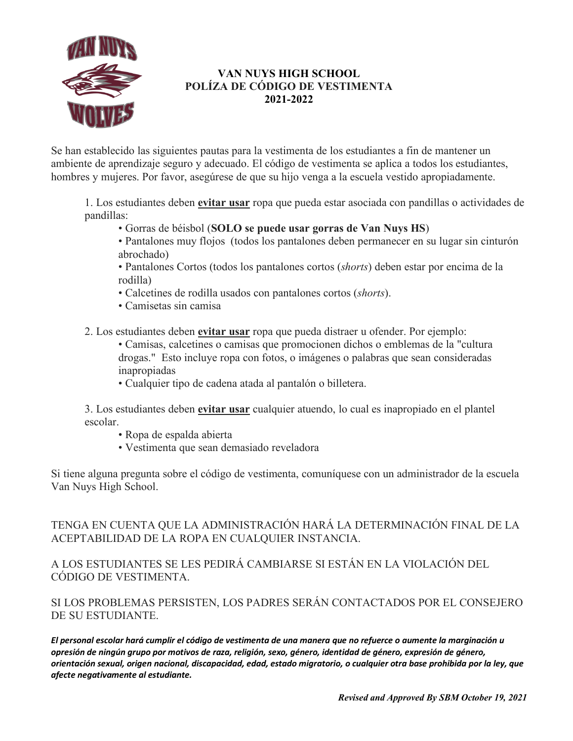# VAN NUYS HIGH SCHOOL
## POLÍZA DE CÓDIGO DE VESTIMENTA
## 2021-2022

Se han establecido las siguientes pautas para la vestimenta de los estudiantes a fin de mantener un ambiente de aprendizaje seguro y adecuado. El código de vestimenta se aplica a todos los estudiantes, hombres y mujeres. Por favor, asegúrese de que su hijo venga a la escuela vestido apropiadamente.

1. Los estudiantes deben **evitar usar** ropa que pueda estar asociada con pandillas o actividades de pandillas:
   - Gorras de béisbol (**SOLO se puede usar gorras de Van Nuys HS**)
   - Pantalones muy flojos (todos los pantalones deben permanecer en su lugar sin cinturón abrochado)
   - Pantalones Cortos (todos los pantalones cortos (*shorts*) deben estar por encima de la rodilla)
   - Calcetines de rodilla usados con pantalones cortos (*shorts*).
   - Camisetas sin camisa

2. Los estudiantes deben **evitar usar** ropa que pueda distraer u ofender. Por ejemplo:
   - Camisas, calcetines o camisas que promocionen dichos o emblemas de la "cultura drogas." Esto incluye ropa con fotos, o imágenes o palabras que sean consideradas inapropiadas
   - Cualquier tipo de cadena atada al pantalón o billetera.

3. Los estudiantes deben **evitar usar** cualquier atuendo, lo cual es inapropiado en el plantel escolar.
   - Ropa de espalda abierta
   - Vestimenta que sean demasiado reveladora

Si tiene alguna pregunta sobre el código de vestimenta, comuníquese con un administrador de la escuela Van Nuys High School.

TENGA EN CUENTA QUE LA ADMINISTRACIÓN HARÁ LA DETERMINACIÓN FINAL DE LA ACEPTABILIDAD DE LA ROPA EN CUALQUIER INSTANCIA.

A LOS ESTUDIANTES SE LES PEDIRÁ CAMBIARSE SI ESTÁN EN LA VIOLACIÓN DEL CÓDIGO DE VESTIMENTA.

SI LOS PROBLEMAS PERSISTEN, LOS PADRES SERÁN CONTACTADOS POR EL CONSEJERO DE SU ESTUDIANTE.

***El personal escolar hará cumplir el código de vestimenta de una manera que no refuerce o aumente la marginación u opresión de ningún grupo por motivos de raza, religión, sexo, género, identidad de género, expresión de género, orientación sexual, origen nacional, discapacidad, edad, estado migratorio, o cualquier otra base prohibida por la ley, que afecte negativamente al estudiante.***

***Revised and Approved By SBM October 19, 2021***